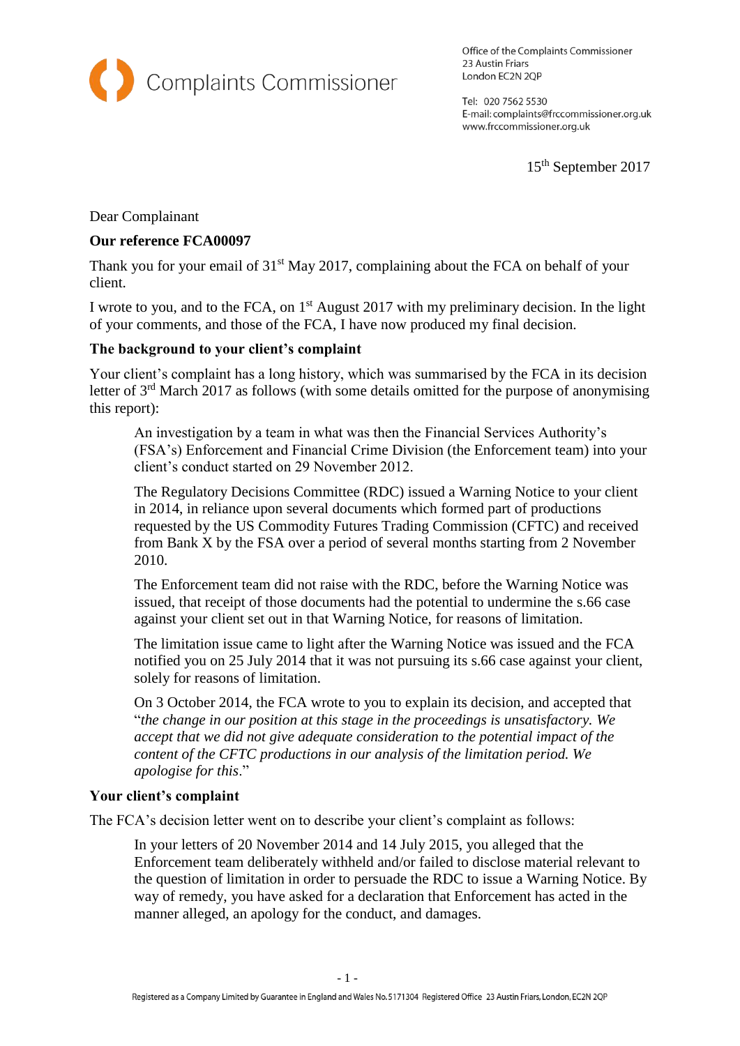Complaints Commissioner

Office of the Complaints Commissioner
23 Austin Friars
London EC2N 2QP

Tel: 020 7562 5530
E-mail: complaints@frccommissioner.org.uk
www.frccommissioner.org.uk

15th September 2017

Dear Complainant

**Our reference FCA00097**

Thank you for your email of 31st May 2017, complaining about the FCA on behalf of your client.

I wrote to you, and to the FCA, on 1st August 2017 with my preliminary decision. In the light of your comments, and those of the FCA, I have now produced my final decision.

**The background to your client's complaint**

Your client's complaint has a long history, which was summarised by the FCA in its decision letter of 3rd March 2017 as follows (with some details omitted for the purpose of anonymising this report):

> An investigation by a team in what was then the Financial Services Authority's (FSA's) Enforcement and Financial Crime Division (the Enforcement team) into your client's conduct started on 29 November 2012.
>
> The Regulatory Decisions Committee (RDC) issued a Warning Notice to your client in 2014, in reliance upon several documents which formed part of productions requested by the US Commodity Futures Trading Commission (CFTC) and received from Bank X by the FSA over a period of several months starting from 2 November 2010.
>
> The Enforcement team did not raise with the RDC, before the Warning Notice was issued, that receipt of those documents had the potential to undermine the s.66 case against your client set out in that Warning Notice, for reasons of limitation.
>
> The limitation issue came to light after the Warning Notice was issued and the FCA notified you on 25 July 2014 that it was not pursuing its s.66 case against your client, solely for reasons of limitation.
>
> On 3 October 2014, the FCA wrote to you to explain its decision, and accepted that "*the change in our position at this stage in the proceedings is unsatisfactory. We accept that we did not give adequate consideration to the potential impact of the content of the CFTC productions in our analysis of the limitation period. We apologise for this*."

**Your client's complaint**

The FCA's decision letter went on to describe your client's complaint as follows:

> In your letters of 20 November 2014 and 14 July 2015, you alleged that the Enforcement team deliberately withheld and/or failed to disclose material relevant to the question of limitation in order to persuade the RDC to issue a Warning Notice. By way of remedy, you have asked for a declaration that Enforcement has acted in the manner alleged, an apology for the conduct, and damages.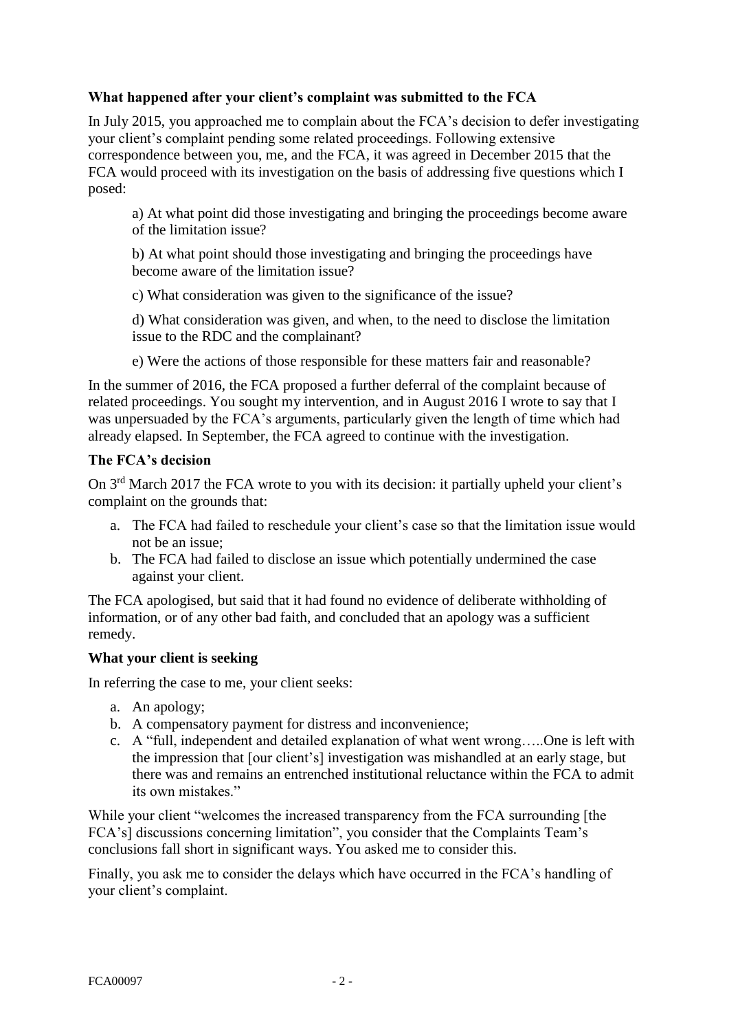### What happened after your client's complaint was submitted to the FCA

In July 2015, you approached me to complain about the FCA's decision to defer investigating your client's complaint pending some related proceedings. Following extensive correspondence between you, me, and the FCA, it was agreed in December 2015 that the FCA would proceed with its investigation on the basis of addressing five questions which I posed:

> a) At what point did those investigating and bringing the proceedings become aware of the limitation issue?
>
> b) At what point should those investigating and bringing the proceedings have become aware of the limitation issue?
>
> c) What consideration was given to the significance of the issue?
>
> d) What consideration was given, and when, to the need to disclose the limitation issue to the RDC and the complainant?
>
> e) Were the actions of those responsible for these matters fair and reasonable?

In the summer of 2016, the FCA proposed a further deferral of the complaint because of related proceedings. You sought my intervention, and in August 2016 I wrote to say that I was unpersuaded by the FCA's arguments, particularly given the length of time which had already elapsed. In September, the FCA agreed to continue with the investigation.

### The FCA's decision

On 3rd March 2017 the FCA wrote to you with its decision: it partially upheld your client's complaint on the grounds that:

a. The FCA had failed to reschedule your client's case so that the limitation issue would not be an issue;
b. The FCA had failed to disclose an issue which potentially undermined the case against your client.

The FCA apologised, but said that it had found no evidence of deliberate withholding of information, or of any other bad faith, and concluded that an apology was a sufficient remedy.

### What your client is seeking

In referring the case to me, your client seeks:

a. An apology;
b. A compensatory payment for distress and inconvenience;
c. A "full, independent and detailed explanation of what went wrong…..One is left with the impression that [our client's] investigation was mishandled at an early stage, but there was and remains an entrenched institutional reluctance within the FCA to admit its own mistakes."

While your client "welcomes the increased transparency from the FCA surrounding [the FCA's] discussions concerning limitation", you consider that the Complaints Team's conclusions fall short in significant ways. You asked me to consider this.

Finally, you ask me to consider the delays which have occurred in the FCA's handling of your client's complaint.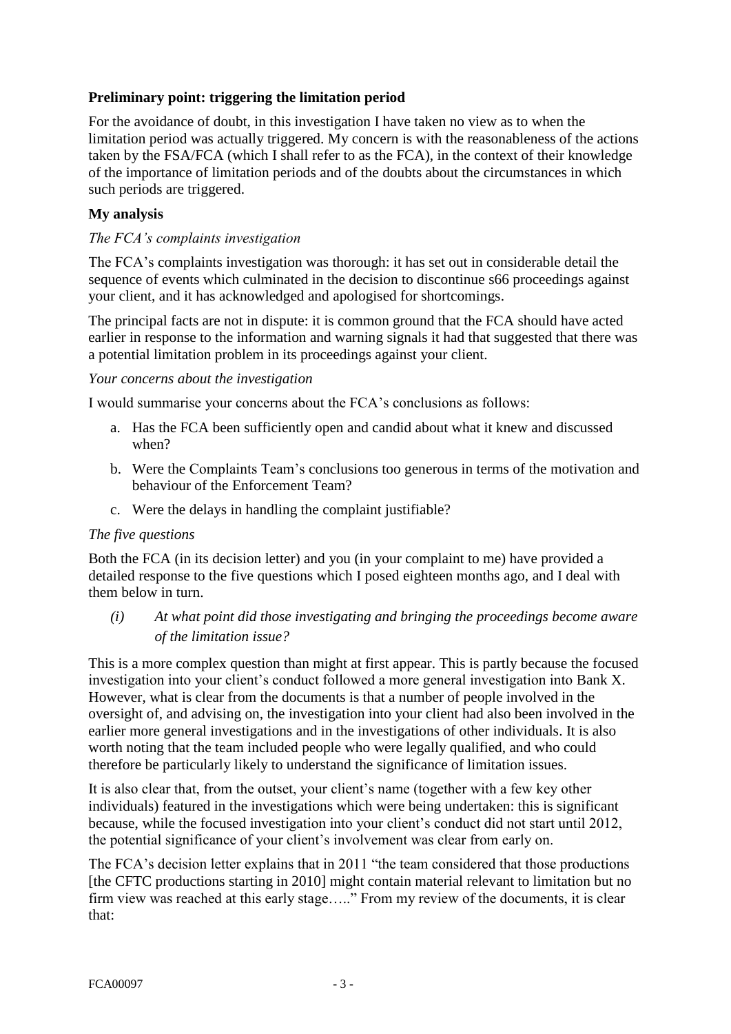**Preliminary point: triggering the limitation period**

For the avoidance of doubt, in this investigation I have taken no view as to when the limitation period was actually triggered. My concern is with the reasonableness of the actions taken by the FSA/FCA (which I shall refer to as the FCA), in the context of their knowledge of the importance of limitation periods and of the doubts about the circumstances in which such periods are triggered.

**My analysis**

*The FCA's complaints investigation*

The FCA's complaints investigation was thorough: it has set out in considerable detail the sequence of events which culminated in the decision to discontinue s66 proceedings against your client, and it has acknowledged and apologised for shortcomings.

The principal facts are not in dispute: it is common ground that the FCA should have acted earlier in response to the information and warning signals it had that suggested that there was a potential limitation problem in its proceedings against your client.

*Your concerns about the investigation*

I would summarise your concerns about the FCA's conclusions as follows:

a. Has the FCA been sufficiently open and candid about what it knew and discussed when?

b. Were the Complaints Team's conclusions too generous in terms of the motivation and behaviour of the Enforcement Team?

c. Were the delays in handling the complaint justifiable?

*The five questions*

Both the FCA (in its decision letter) and you (in your complaint to me) have provided a detailed response to the five questions which I posed eighteen months ago, and I deal with them below in turn.

*(i) At what point did those investigating and bringing the proceedings become aware of the limitation issue?*

This is a more complex question than might at first appear. This is partly because the focused investigation into your client's conduct followed a more general investigation into Bank X. However, what is clear from the documents is that a number of people involved in the oversight of, and advising on, the investigation into your client had also been involved in the earlier more general investigations and in the investigations of other individuals. It is also worth noting that the team included people who were legally qualified, and who could therefore be particularly likely to understand the significance of limitation issues.

It is also clear that, from the outset, your client's name (together with a few key other individuals) featured in the investigations which were being undertaken: this is significant because, while the focused investigation into your client's conduct did not start until 2012, the potential significance of your client's involvement was clear from early on.

The FCA's decision letter explains that in 2011 "the team considered that those productions [the CFTC productions starting in 2010] might contain material relevant to limitation but no firm view was reached at this early stage….." From my review of the documents, it is clear that: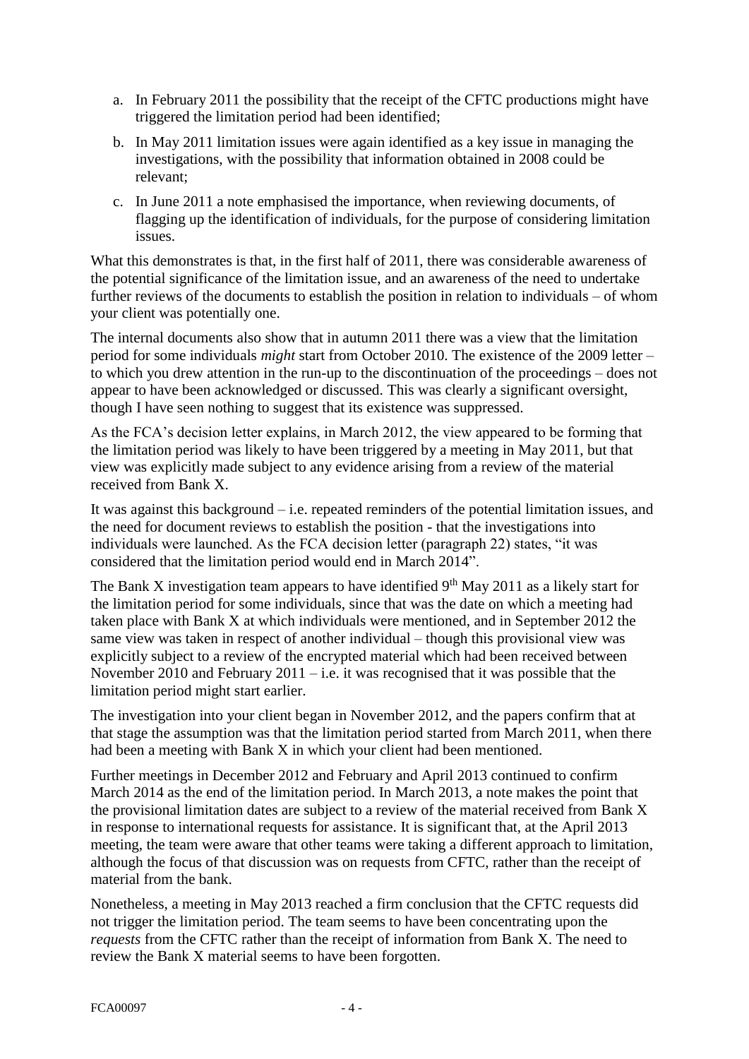a. In February 2011 the possibility that the receipt of the CFTC productions might have triggered the limitation period had been identified;

b. In May 2011 limitation issues were again identified as a key issue in managing the investigations, with the possibility that information obtained in 2008 could be relevant;

c. In June 2011 a note emphasised the importance, when reviewing documents, of flagging up the identification of individuals, for the purpose of considering limitation issues.

What this demonstrates is that, in the first half of 2011, there was considerable awareness of the potential significance of the limitation issue, and an awareness of the need to undertake further reviews of the documents to establish the position in relation to individuals – of whom your client was potentially one.

The internal documents also show that in autumn 2011 there was a view that the limitation period for some individuals *might* start from October 2010. The existence of the 2009 letter – to which you drew attention in the run-up to the discontinuation of the proceedings – does not appear to have been acknowledged or discussed. This was clearly a significant oversight, though I have seen nothing to suggest that its existence was suppressed.

As the FCA's decision letter explains, in March 2012, the view appeared to be forming that the limitation period was likely to have been triggered by a meeting in May 2011, but that view was explicitly made subject to any evidence arising from a review of the material received from Bank X.

It was against this background – i.e. repeated reminders of the potential limitation issues, and the need for document reviews to establish the position - that the investigations into individuals were launched. As the FCA decision letter (paragraph 22) states, "it was considered that the limitation period would end in March 2014".

The Bank X investigation team appears to have identified 9th May 2011 as a likely start for the limitation period for some individuals, since that was the date on which a meeting had taken place with Bank X at which individuals were mentioned, and in September 2012 the same view was taken in respect of another individual – though this provisional view was explicitly subject to a review of the encrypted material which had been received between November 2010 and February 2011 – i.e. it was recognised that it was possible that the limitation period might start earlier.

The investigation into your client began in November 2012, and the papers confirm that at that stage the assumption was that the limitation period started from March 2011, when there had been a meeting with Bank X in which your client had been mentioned.

Further meetings in December 2012 and February and April 2013 continued to confirm March 2014 as the end of the limitation period. In March 2013, a note makes the point that the provisional limitation dates are subject to a review of the material received from Bank X in response to international requests for assistance. It is significant that, at the April 2013 meeting, the team were aware that other teams were taking a different approach to limitation, although the focus of that discussion was on requests from CFTC, rather than the receipt of material from the bank.

Nonetheless, a meeting in May 2013 reached a firm conclusion that the CFTC requests did not trigger the limitation period. The team seems to have been concentrating upon the *requests* from the CFTC rather than the receipt of information from Bank X. The need to review the Bank X material seems to have been forgotten.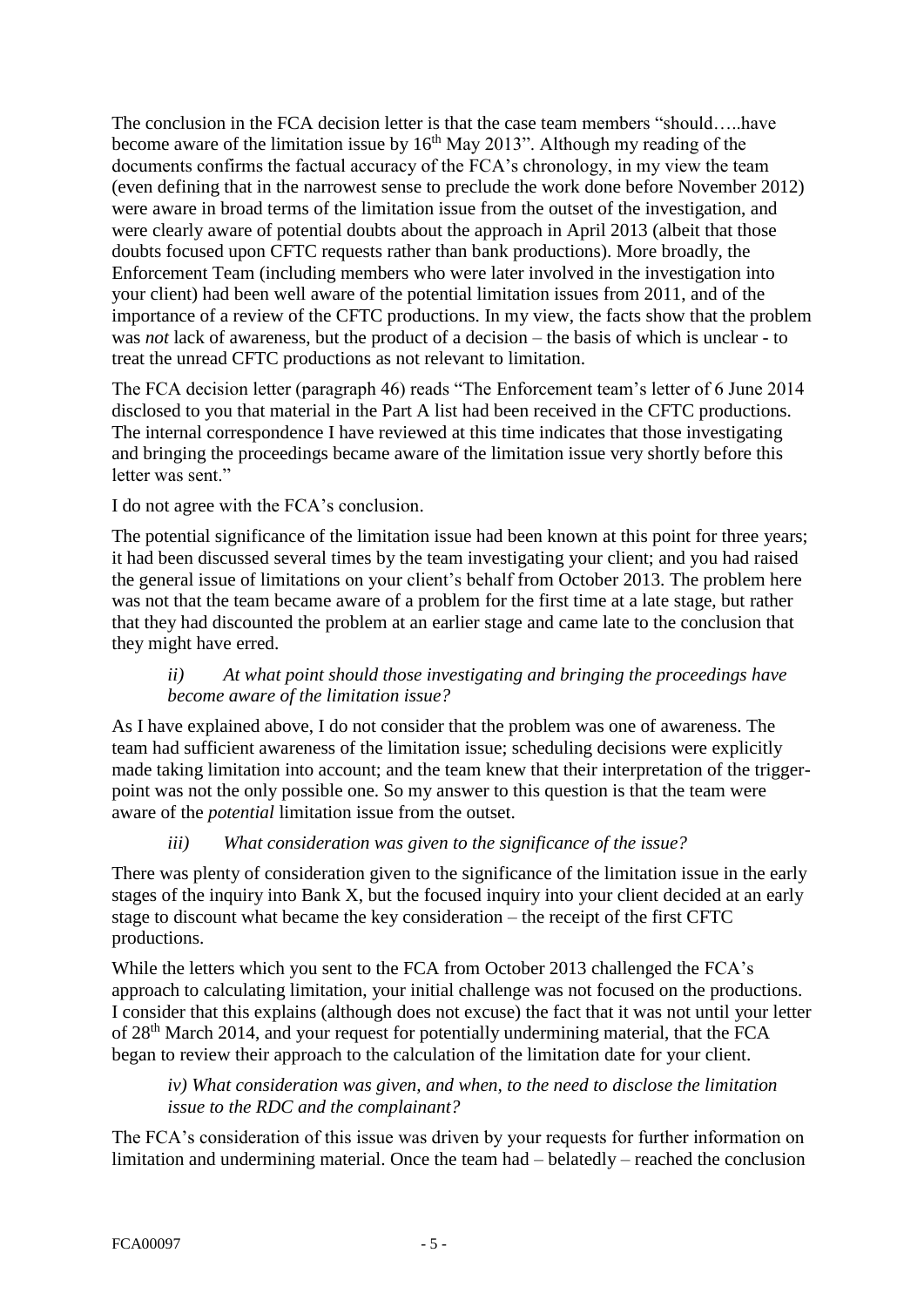The conclusion in the FCA decision letter is that the case team members "should…..have become aware of the limitation issue by 16th May 2013". Although my reading of the documents confirms the factual accuracy of the FCA's chronology, in my view the team (even defining that in the narrowest sense to preclude the work done before November 2012) were aware in broad terms of the limitation issue from the outset of the investigation, and were clearly aware of potential doubts about the approach in April 2013 (albeit that those doubts focused upon CFTC requests rather than bank productions). More broadly, the Enforcement Team (including members who were later involved in the investigation into your client) had been well aware of the potential limitation issues from 2011, and of the importance of a review of the CFTC productions. In my view, the facts show that the problem was *not* lack of awareness, but the product of a decision – the basis of which is unclear - to treat the unread CFTC productions as not relevant to limitation.

The FCA decision letter (paragraph 46) reads "The Enforcement team's letter of 6 June 2014 disclosed to you that material in the Part A list had been received in the CFTC productions. The internal correspondence I have reviewed at this time indicates that those investigating and bringing the proceedings became aware of the limitation issue very shortly before this letter was sent."

I do not agree with the FCA's conclusion.

The potential significance of the limitation issue had been known at this point for three years; it had been discussed several times by the team investigating your client; and you had raised the general issue of limitations on your client's behalf from October 2013. The problem here was not that the team became aware of a problem for the first time at a late stage, but rather that they had discounted the problem at an earlier stage and came late to the conclusion that they might have erred.

> *ii) At what point should those investigating and bringing the proceedings have become aware of the limitation issue?*

As I have explained above, I do not consider that the problem was one of awareness. The team had sufficient awareness of the limitation issue; scheduling decisions were explicitly made taking limitation into account; and the team knew that their interpretation of the trigger-point was not the only possible one. So my answer to this question is that the team were aware of the *potential* limitation issue from the outset.

> *iii) What consideration was given to the significance of the issue?*

There was plenty of consideration given to the significance of the limitation issue in the early stages of the inquiry into Bank X, but the focused inquiry into your client decided at an early stage to discount what became the key consideration – the receipt of the first CFTC productions.

While the letters which you sent to the FCA from October 2013 challenged the FCA's approach to calculating limitation, your initial challenge was not focused on the productions. I consider that this explains (although does not excuse) the fact that it was not until your letter of 28th March 2014, and your request for potentially undermining material, that the FCA began to review their approach to the calculation of the limitation date for your client.

> *iv) What consideration was given, and when, to the need to disclose the limitation issue to the RDC and the complainant?*

The FCA's consideration of this issue was driven by your requests for further information on limitation and undermining material. Once the team had – belatedly – reached the conclusion

FCA00097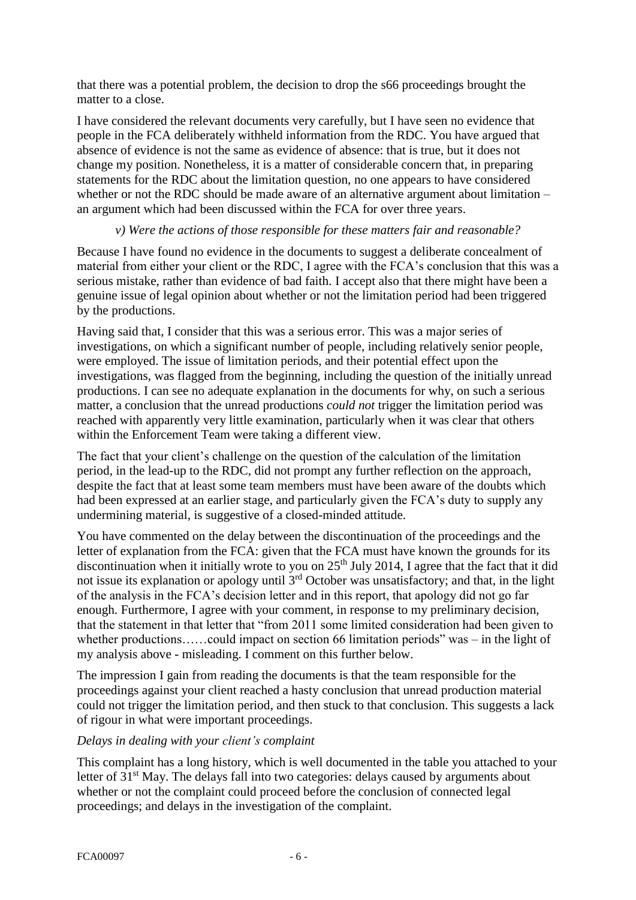that there was a potential problem, the decision to drop the s66 proceedings brought the matter to a close.

I have considered the relevant documents very carefully, but I have seen no evidence that people in the FCA deliberately withheld information from the RDC. You have argued that absence of evidence is not the same as evidence of absence: that is true, but it does not change my position. Nonetheless, it is a matter of considerable concern that, in preparing statements for the RDC about the limitation question, no one appears to have considered whether or not the RDC should be made aware of an alternative argument about limitation – an argument which had been discussed within the FCA for over three years.

*v) Were the actions of those responsible for these matters fair and reasonable?*

Because I have found no evidence in the documents to suggest a deliberate concealment of material from either your client or the RDC, I agree with the FCA's conclusion that this was a serious mistake, rather than evidence of bad faith. I accept also that there might have been a genuine issue of legal opinion about whether or not the limitation period had been triggered by the productions.

Having said that, I consider that this was a serious error. This was a major series of investigations, on which a significant number of people, including relatively senior people, were employed. The issue of limitation periods, and their potential effect upon the investigations, was flagged from the beginning, including the question of the initially unread productions. I can see no adequate explanation in the documents for why, on such a serious matter, a conclusion that the unread productions *could not* trigger the limitation period was reached with apparently very little examination, particularly when it was clear that others within the Enforcement Team were taking a different view.

The fact that your client's challenge on the question of the calculation of the limitation period, in the lead-up to the RDC, did not prompt any further reflection on the approach, despite the fact that at least some team members must have been aware of the doubts which had been expressed at an earlier stage, and particularly given the FCA's duty to supply any undermining material, is suggestive of a closed-minded attitude.

You have commented on the delay between the discontinuation of the proceedings and the letter of explanation from the FCA: given that the FCA must have known the grounds for its discontinuation when it initially wrote to you on 25th July 2014, I agree that the fact that it did not issue its explanation or apology until 3rd October was unsatisfactory; and that, in the light of the analysis in the FCA's decision letter and in this report, that apology did not go far enough. Furthermore, I agree with your comment, in response to my preliminary decision, that the statement in that letter that "from 2011 some limited consideration had been given to whether productions……could impact on section 66 limitation periods" was – in the light of my analysis above - misleading. I comment on this further below.

The impression I gain from reading the documents is that the team responsible for the proceedings against your client reached a hasty conclusion that unread production material could not trigger the limitation period, and then stuck to that conclusion. This suggests a lack of rigour in what were important proceedings.

*Delays in dealing with your client's complaint*

This complaint has a long history, which is well documented in the table you attached to your letter of 31st May. The delays fall into two categories: delays caused by arguments about whether or not the complaint could proceed before the conclusion of connected legal proceedings; and delays in the investigation of the complaint.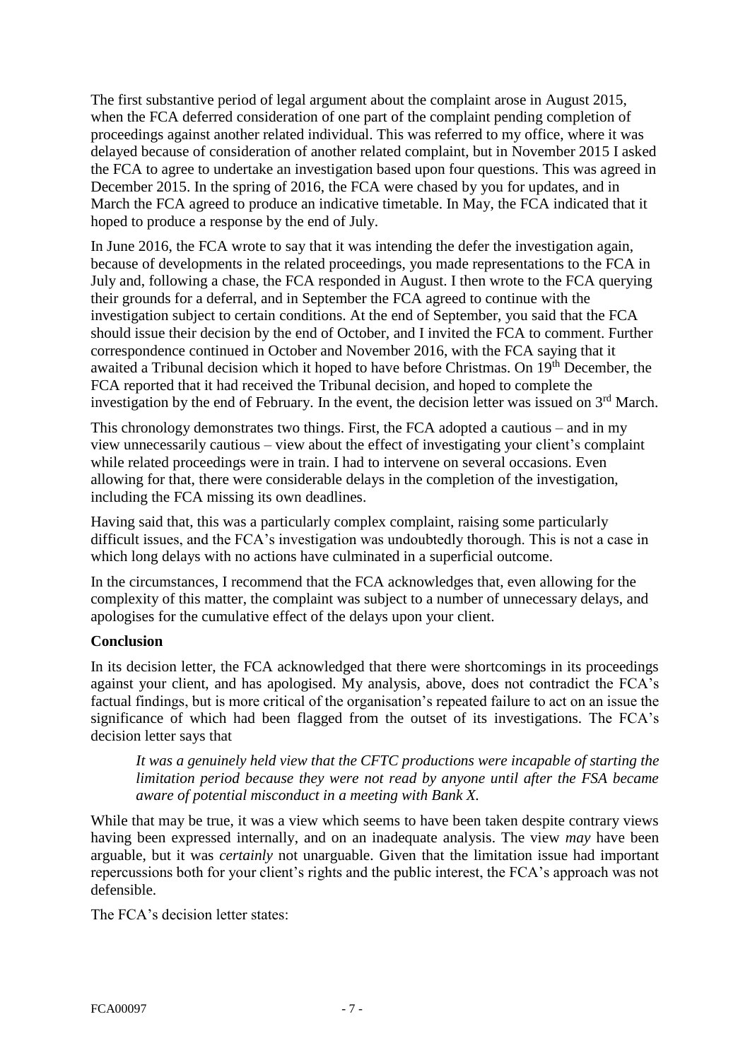The first substantive period of legal argument about the complaint arose in August 2015, when the FCA deferred consideration of one part of the complaint pending completion of proceedings against another related individual. This was referred to my office, where it was delayed because of consideration of another related complaint, but in November 2015 I asked the FCA to agree to undertake an investigation based upon four questions. This was agreed in December 2015. In the spring of 2016, the FCA were chased by you for updates, and in March the FCA agreed to produce an indicative timetable. In May, the FCA indicated that it hoped to produce a response by the end of July.

In June 2016, the FCA wrote to say that it was intending the defer the investigation again, because of developments in the related proceedings, you made representations to the FCA in July and, following a chase, the FCA responded in August. I then wrote to the FCA querying their grounds for a deferral, and in September the FCA agreed to continue with the investigation subject to certain conditions. At the end of September, you said that the FCA should issue their decision by the end of October, and I invited the FCA to comment. Further correspondence continued in October and November 2016, with the FCA saying that it awaited a Tribunal decision which it hoped to have before Christmas. On 19th December, the FCA reported that it had received the Tribunal decision, and hoped to complete the investigation by the end of February. In the event, the decision letter was issued on 3rd March.

This chronology demonstrates two things. First, the FCA adopted a cautious – and in my view unnecessarily cautious – view about the effect of investigating your client's complaint while related proceedings were in train. I had to intervene on several occasions. Even allowing for that, there were considerable delays in the completion of the investigation, including the FCA missing its own deadlines.

Having said that, this was a particularly complex complaint, raising some particularly difficult issues, and the FCA's investigation was undoubtedly thorough. This is not a case in which long delays with no actions have culminated in a superficial outcome.

In the circumstances, I recommend that the FCA acknowledges that, even allowing for the complexity of this matter, the complaint was subject to a number of unnecessary delays, and apologises for the cumulative effect of the delays upon your client.

**Conclusion**

In its decision letter, the FCA acknowledged that there were shortcomings in its proceedings against your client, and has apologised. My analysis, above, does not contradict the FCA's factual findings, but is more critical of the organisation's repeated failure to act on an issue the significance of which had been flagged from the outset of its investigations. The FCA's decision letter says that

> *It was a genuinely held view that the CFTC productions were incapable of starting the limitation period because they were not read by anyone until after the FSA became aware of potential misconduct in a meeting with Bank X.*

While that may be true, it was a view which seems to have been taken despite contrary views having been expressed internally, and on an inadequate analysis. The view *may* have been arguable, but it was *certainly* not unarguable. Given that the limitation issue had important repercussions both for your client's rights and the public interest, the FCA's approach was not defensible.

The FCA's decision letter states: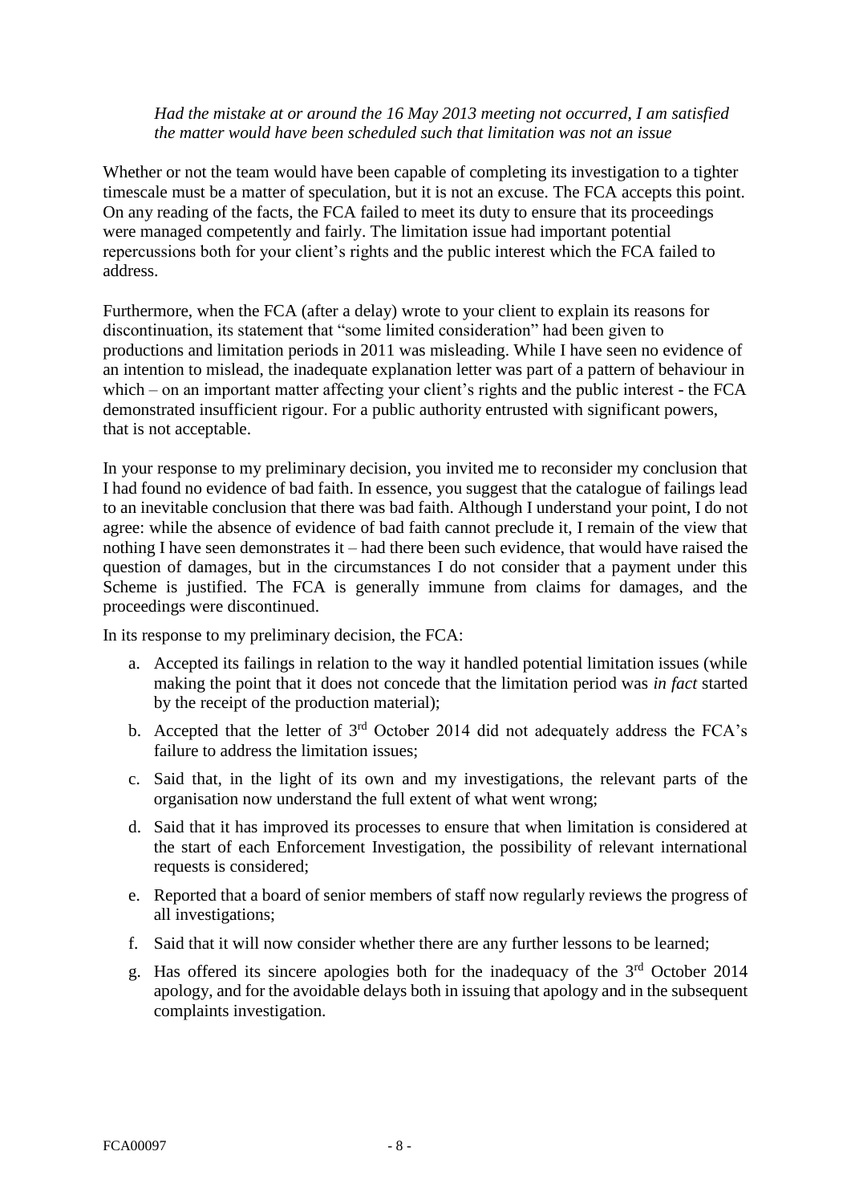*Had the mistake at or around the 16 May 2013 meeting not occurred, I am satisfied the matter would have been scheduled such that limitation was not an issue*

Whether or not the team would have been capable of completing its investigation to a tighter timescale must be a matter of speculation, but it is not an excuse. The FCA accepts this point. On any reading of the facts, the FCA failed to meet its duty to ensure that its proceedings were managed competently and fairly. The limitation issue had important potential repercussions both for your client's rights and the public interest which the FCA failed to address.

Furthermore, when the FCA (after a delay) wrote to your client to explain its reasons for discontinuation, its statement that "some limited consideration" had been given to productions and limitation periods in 2011 was misleading. While I have seen no evidence of an intention to mislead, the inadequate explanation letter was part of a pattern of behaviour in which – on an important matter affecting your client's rights and the public interest - the FCA demonstrated insufficient rigour. For a public authority entrusted with significant powers, that is not acceptable.

In your response to my preliminary decision, you invited me to reconsider my conclusion that I had found no evidence of bad faith. In essence, you suggest that the catalogue of failings lead to an inevitable conclusion that there was bad faith. Although I understand your point, I do not agree: while the absence of evidence of bad faith cannot preclude it, I remain of the view that nothing I have seen demonstrates it – had there been such evidence, that would have raised the question of damages, but in the circumstances I do not consider that a payment under this Scheme is justified. The FCA is generally immune from claims for damages, and the proceedings were discontinued.

In its response to my preliminary decision, the FCA:

a. Accepted its failings in relation to the way it handled potential limitation issues (while making the point that it does not concede that the limitation period was *in fact* started by the receipt of the production material);
b. Accepted that the letter of 3rd October 2014 did not adequately address the FCA's failure to address the limitation issues;
c. Said that, in the light of its own and my investigations, the relevant parts of the organisation now understand the full extent of what went wrong;
d. Said that it has improved its processes to ensure that when limitation is considered at the start of each Enforcement Investigation, the possibility of relevant international requests is considered;
e. Reported that a board of senior members of staff now regularly reviews the progress of all investigations;
f. Said that it will now consider whether there are any further lessons to be learned;
g. Has offered its sincere apologies both for the inadequacy of the 3rd October 2014 apology, and for the avoidable delays both in issuing that apology and in the subsequent complaints investigation.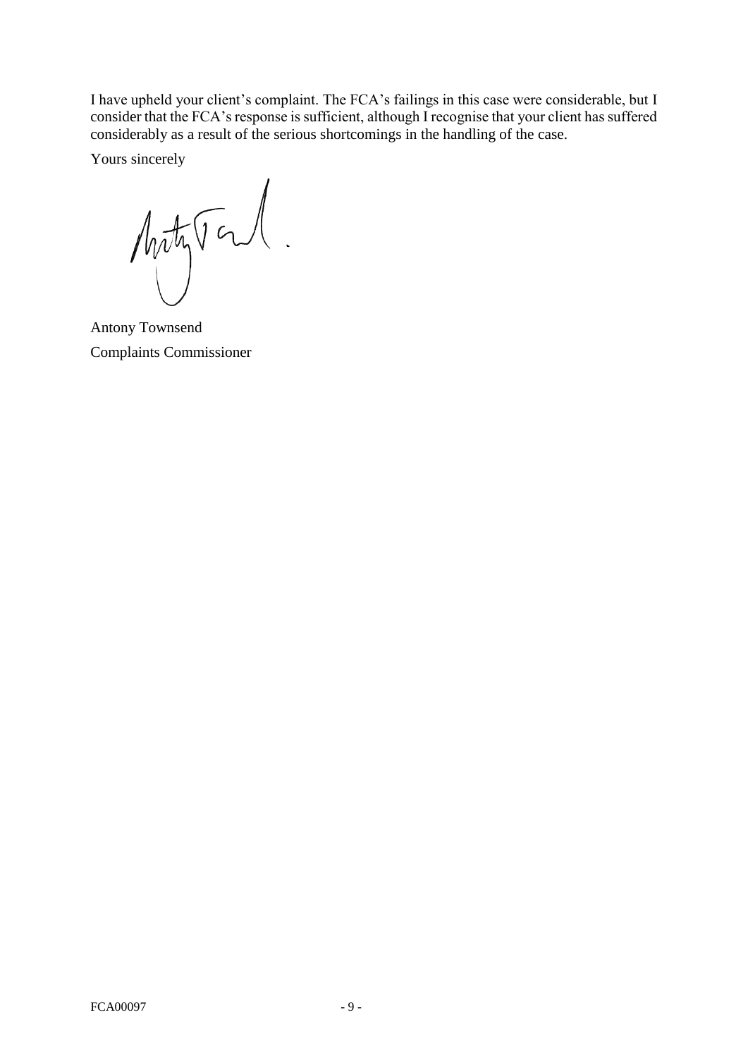I have upheld your client's complaint. The FCA's failings in this case were considerable, but I consider that the FCA's response is sufficient, although I recognise that your client has suffered considerably as a result of the serious shortcomings in the handling of the case.

Yours sincerely

Antony Townsend

Complaints Commissioner